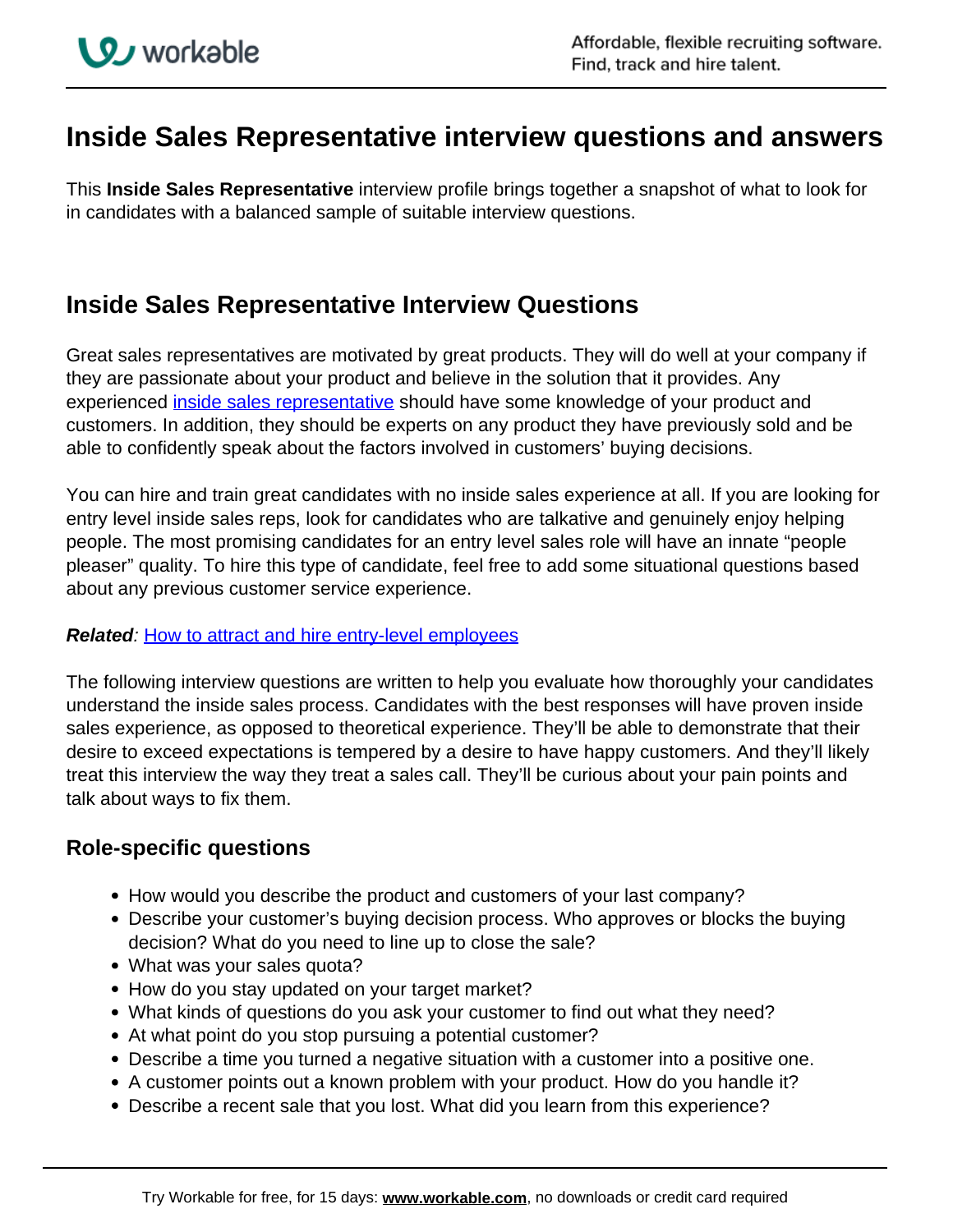# Inside Sales Representative interview questions and answers

This **Inside Sales Representative** interview profile brings together a snapshot of what to look for in candidates with a balanced sample of suitable interview questions.

## Inside Sales Representative Interview Questions

Great sales representatives are motivated by great products. They will do well at your company if they are passionate about your product and believe in the solution that it provides. Any experienced [inside sales representative]() should have some knowledge of your product and customers. In addition, they should be experts on any product they have previously sold and be able to confidently speak about the factors involved in customers' buying decisions.

You can hire and train great candidates with no inside sales experience at all. If you are looking for entry level inside sales reps, look for candidates who are talkative and genuinely enjoy helping people. The most promising candidates for an entry level sales role will have an innate "people pleaser" quality. To hire this type of candidate, feel free to add some situational questions based about any previous customer service experience.

***Related**: [How to attract and hire entry-level employees]()*

The following interview questions are written to help you evaluate how thoroughly your candidates understand the inside sales process. Candidates with the best responses will have proven inside sales experience, as opposed to theoretical experience. They'll be able to demonstrate that their desire to exceed expectations is tempered by a desire to have happy customers. And they'll likely treat this interview the way they treat a sales call. They'll be curious about your pain points and talk about ways to fix them.

### Role-specific questions

- How would you describe the product and customers of your last company?
- Describe your customer's buying decision process. Who approves or blocks the buying decision? What do you need to line up to close the sale?
- What was your sales quota?
- How do you stay updated on your target market?
- What kinds of questions do you ask your customer to find out what they need?
- At what point do you stop pursuing a potential customer?
- Describe a time you turned a negative situation with a customer into a positive one.
- A customer points out a known problem with your product. How do you handle it?
- Describe a recent sale that you lost. What did you learn from this experience?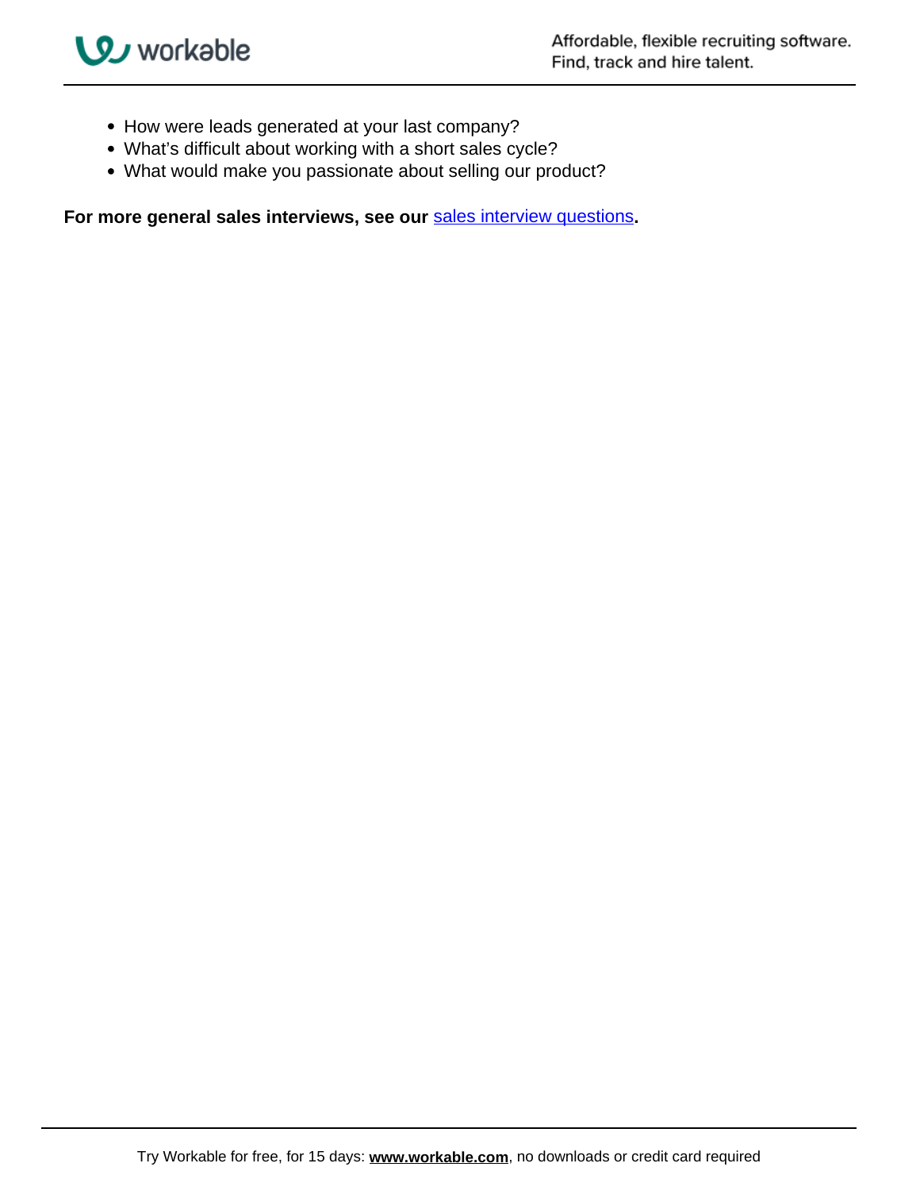- How were leads generated at your last company?
- What's difficult about working with a short sales cycle?
- What would make you passionate about selling our product?

**For more general sales interviews, see our [sales interview questions](sales interview questions).**